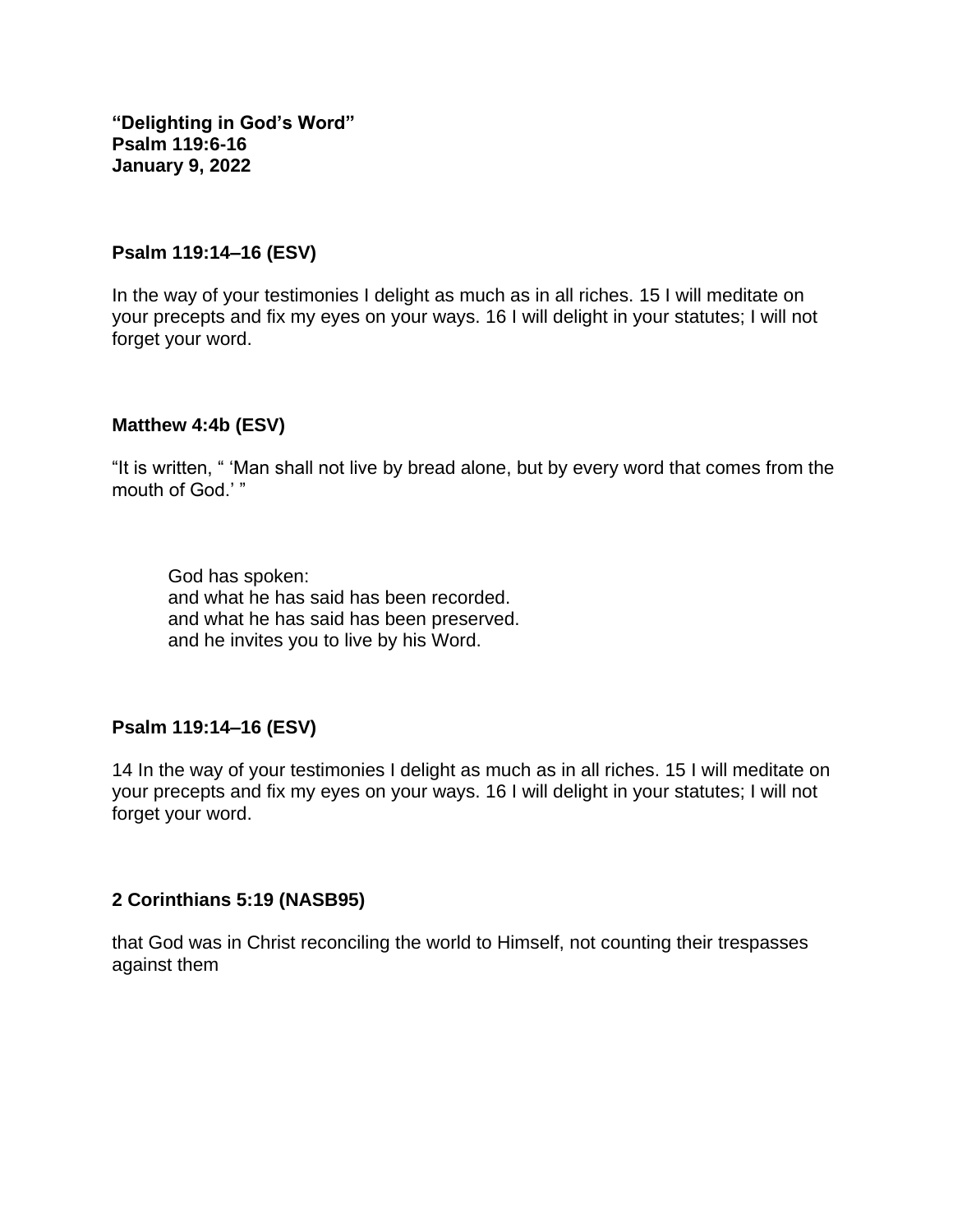**“Delighting in God’s Word”**
**Psalm 119:6-16**
**January 9, 2022**

**Psalm 119:14–16 (ESV)**

In the way of your testimonies I delight as much as in all riches. 15 I will meditate on your precepts and fix my eyes on your ways. 16 I will delight in your statutes; I will not forget your word.

**Matthew 4:4b (ESV)**

“It is written, “ ‘Man shall not live by bread alone, but by every word that comes from the mouth of God.’ ”

> God has spoken:
> and what he has said has been recorded.
> and what he has said has been preserved.
> and he invites you to live by his Word.

**Psalm 119:14–16 (ESV)**

14 In the way of your testimonies I delight as much as in all riches. 15 I will meditate on your precepts and fix my eyes on your ways. 16 I will delight in your statutes; I will not forget your word.

**2 Corinthians 5:19 (NASB95)**

that God was in Christ reconciling the world to Himself, not counting their trespasses against them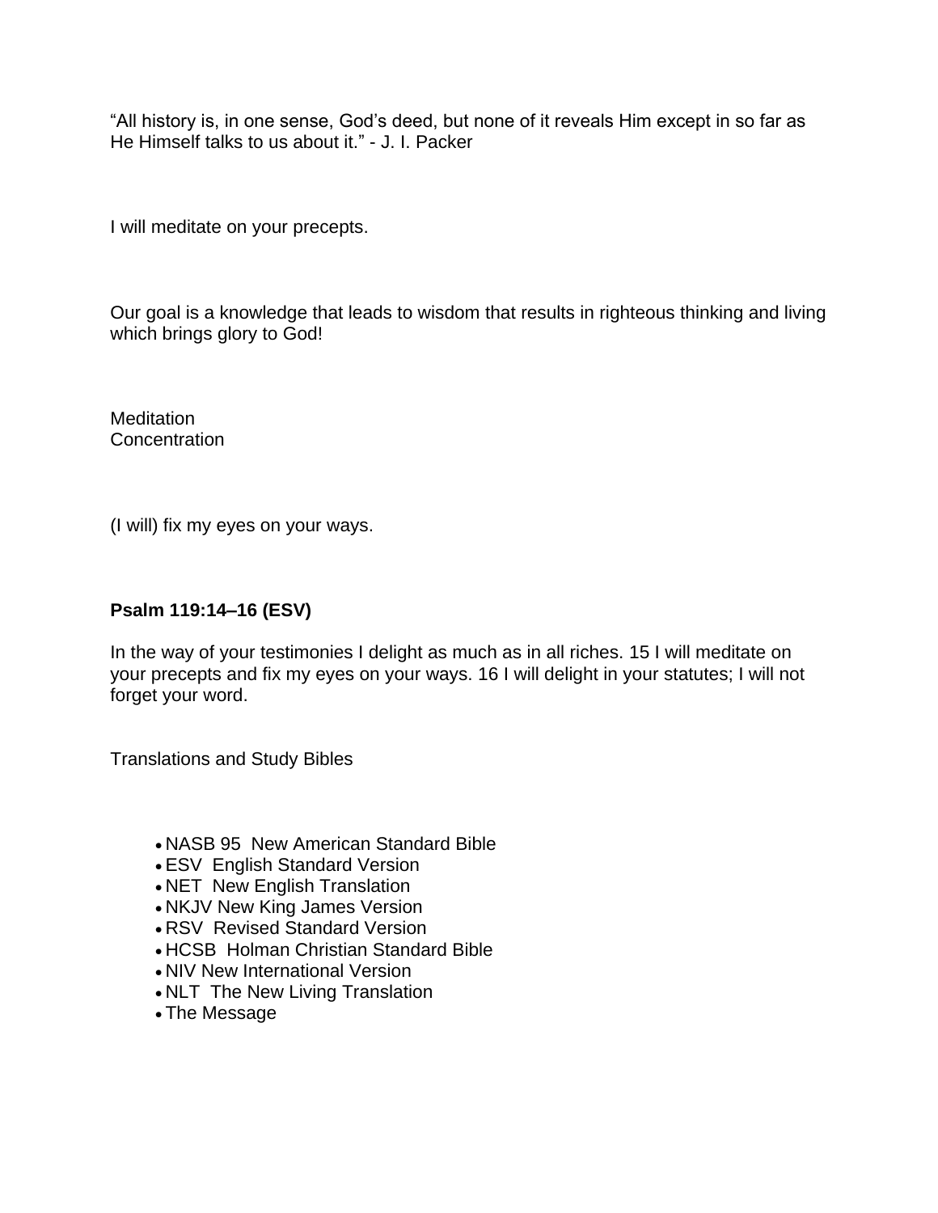“All history is, in one sense, God’s deed, but none of it reveals Him except in so far as He Himself talks to us about it.” - J. I. Packer

I will meditate on your precepts.

Our goal is a knowledge that leads to wisdom that results in righteous thinking and living which brings glory to God!

Meditation
Concentration

(I will) fix my eyes on your ways.

**Psalm 119:14–16 (ESV)**

In the way of your testimonies I delight as much as in all riches. 15 I will meditate on your precepts and fix my eyes on your ways. 16 I will delight in your statutes; I will not forget your word.

Translations and Study Bibles

- NASB 95  New American Standard Bible
- ESV  English Standard Version
- NET  New English Translation
- NKJV New King James Version
- RSV  Revised Standard Version
- HCSB  Holman Christian Standard Bible
- NIV New International Version
- NLT  The New Living Translation
- The Message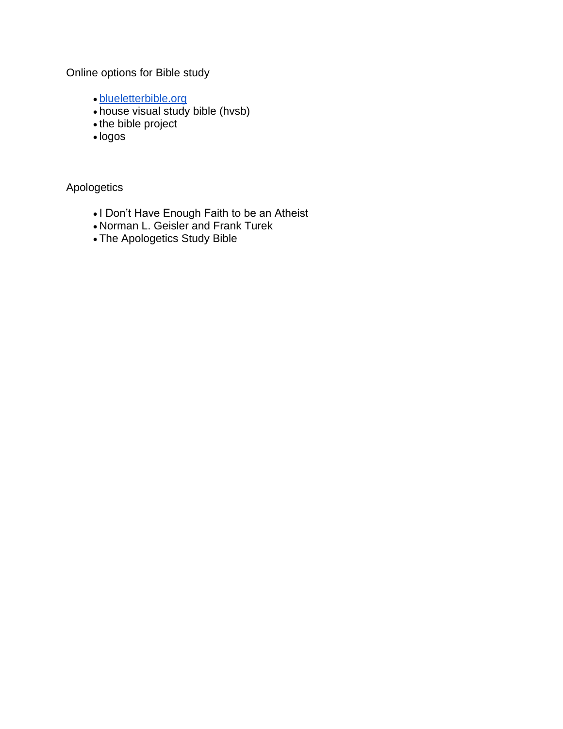Online options for Bible study

- blueletterbible.org
- house visual study bible (hvsb)
- the bible project
- logos

Apologetics

- I Don't Have Enough Faith to be an Atheist
- Norman L. Geisler and Frank Turek
- The Apologetics Study Bible